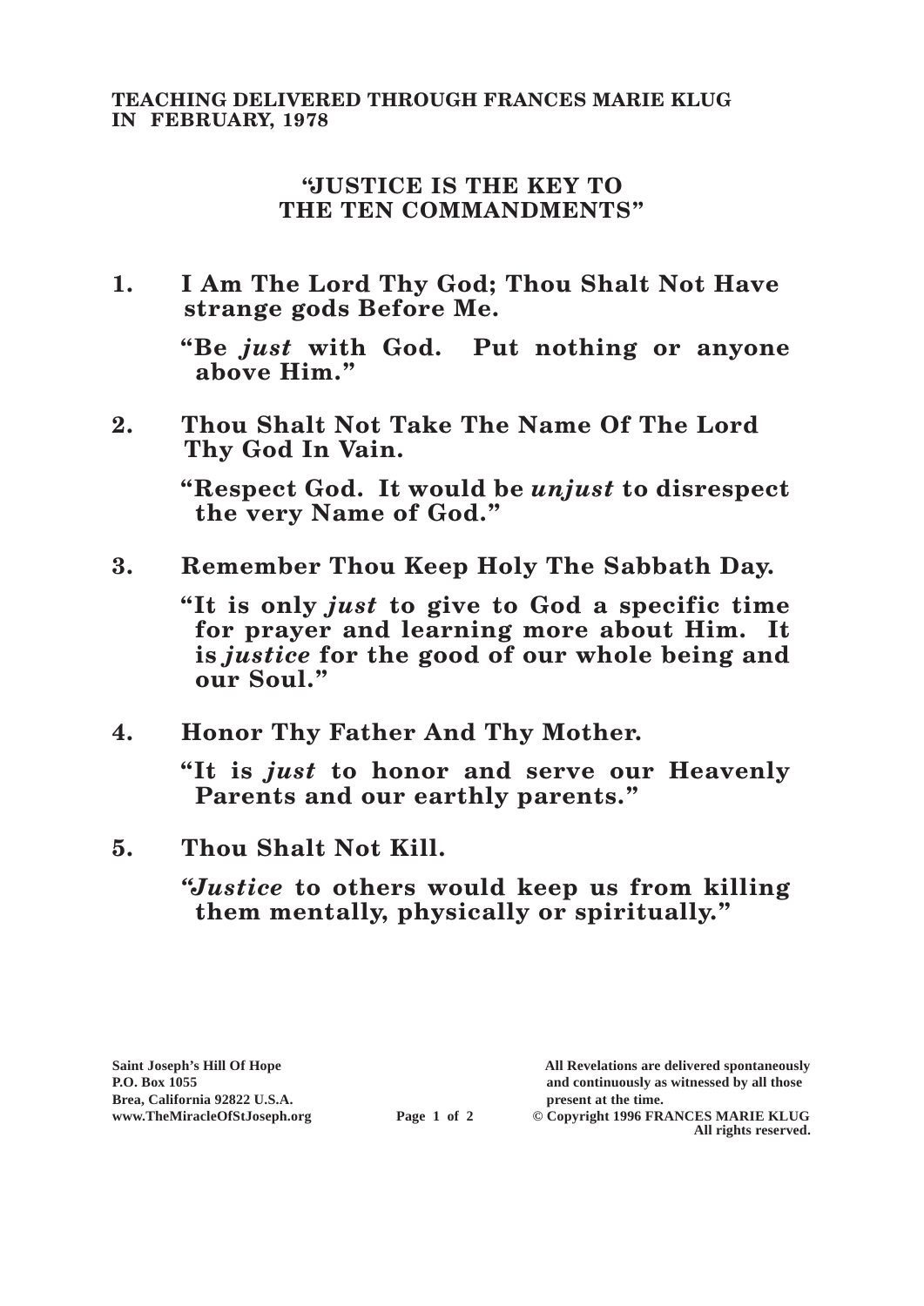**TEACHING DELIVERED THROUGH FRANCES MARIE KLUG IN FEBRUARY, 1978**

# "JUSTICE IS THE KEY TO THE TEN COMMANDMENTS"

1. **I Am The Lord Thy God; Thou Shalt Not Have strange gods Before Me.**

   **"Be *just* with God. Put nothing or anyone above Him."**

2. **Thou Shalt Not Take The Name Of The Lord Thy God In Vain.**

   **"Respect God. It would be *unjust* to disrespect the very Name of God."**

3. **Remember Thou Keep Holy The Sabbath Day.**

   **"It is only *just* to give to God a specific time for prayer and learning more about Him. It is *justice* for the good of our whole being and our Soul."**

4. **Honor Thy Father And Thy Mother.**

   **"It is *just* to honor and serve our Heavenly Parents and our earthly parents."**

5. **Thou Shalt Not Kill.**

   ***"Justice* to others would keep us from killing them mentally, physically or spiritually."**

Saint Joseph's Hill Of Hope
P.O. Box 1055
Brea, California 92822 U.S.A.
www.TheMiracleOfStJoseph.org

All Revelations are delivered spontaneously and continuously as witnessed by all those present at the time.
© Copyright 1996 FRANCES MARIE KLUG
All rights reserved.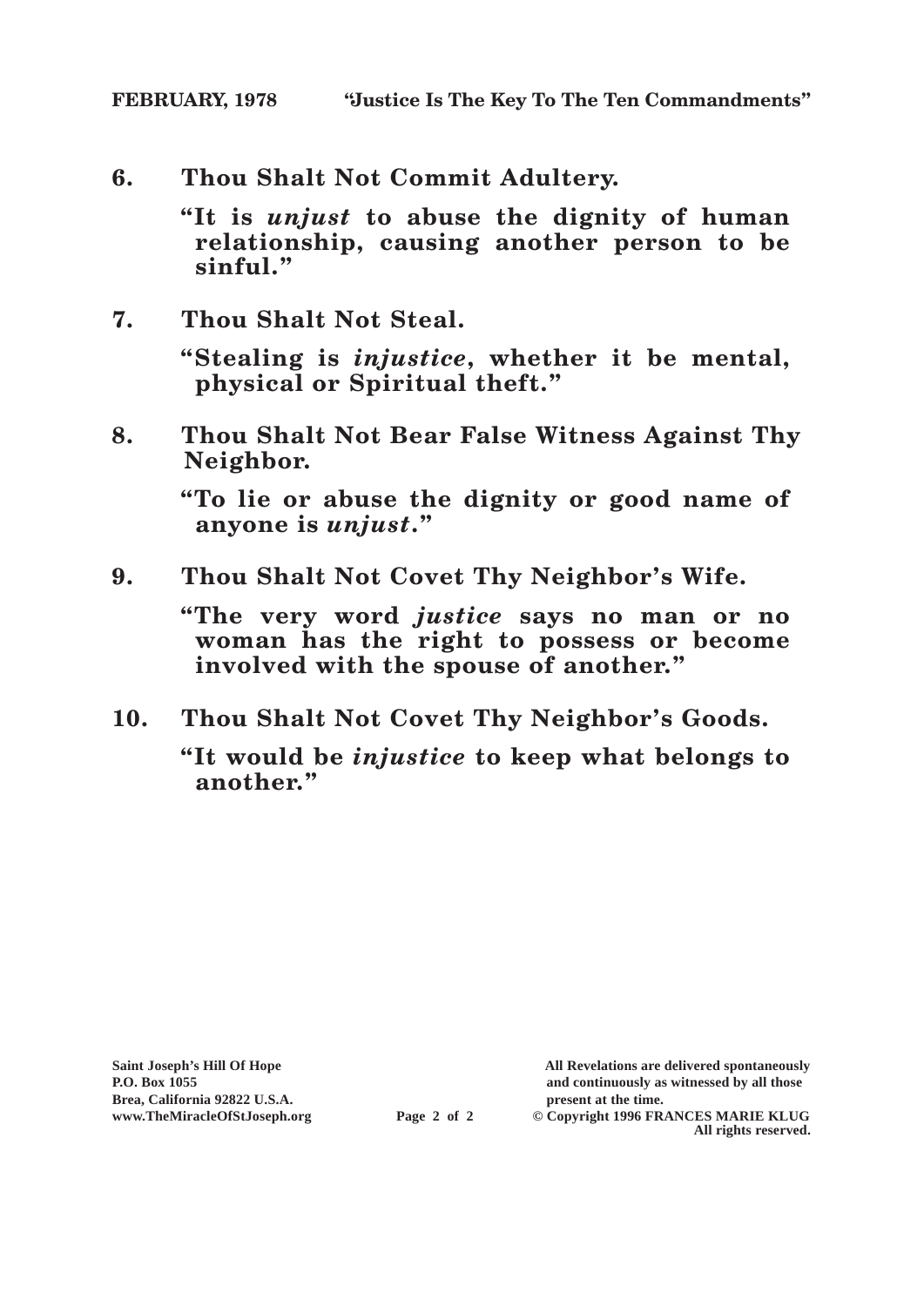**6. Thou Shalt Not Commit Adultery.**

**"It is *unjust* to abuse the dignity of human relationship, causing another person to be sinful."**

**7. Thou Shalt Not Steal.**

**"Stealing is *injustice*, whether it be mental, physical or Spiritual theft."**

**8. Thou Shalt Not Bear False Witness Against Thy Neighbor.**

**"To lie or abuse the dignity or good name of anyone is *unjust*."**

**9. Thou Shalt Not Covet Thy Neighbor's Wife.**

**"The very word *justice* says no man or no woman has the right to possess or become involved with the spouse of another."**

**10. Thou Shalt Not Covet Thy Neighbor's Goods.**

**"It would be *injustice* to keep what belongs to another."**

**Saint Joseph's Hill Of Hope**
**P.O. Box 1055**
**Brea, California 92822 U.S.A.**
**www.TheMiracleOfStJoseph.org**

**All Revelations are delivered spontaneously and continuously as witnessed by all those present at the time.**
**© Copyright 1996 FRANCES MARIE KLUG**
**All rights reserved.**